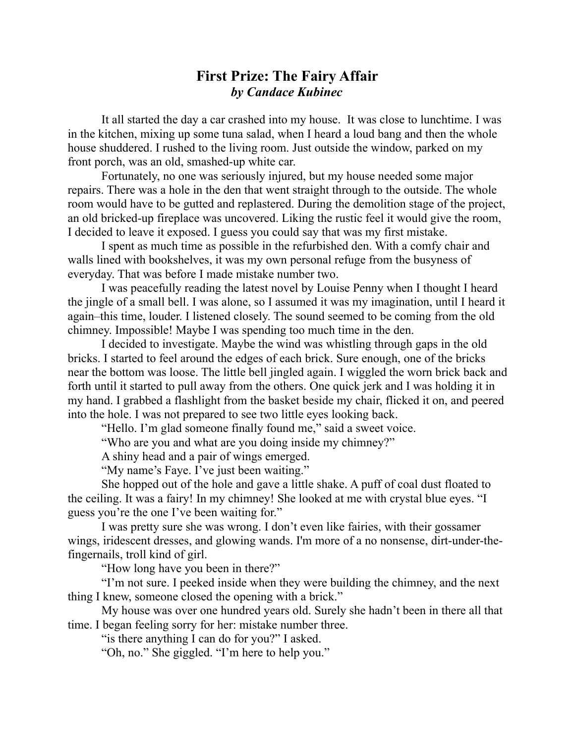# First Prize: The Fairy Affair

***by Candace Kubinec***

It all started the day a car crashed into my house. It was close to lunchtime. I was in the kitchen, mixing up some tuna salad, when I heard a loud bang and then the whole house shuddered. I rushed to the living room. Just outside the window, parked on my front porch, was an old, smashed-up white car.

Fortunately, no one was seriously injured, but my house needed some major repairs. There was a hole in the den that went straight through to the outside. The whole room would have to be gutted and replastered. During the demolition stage of the project, an old bricked-up fireplace was uncovered. Liking the rustic feel it would give the room, I decided to leave it exposed. I guess you could say that was my first mistake.

I spent as much time as possible in the refurbished den. With a comfy chair and walls lined with bookshelves, it was my own personal refuge from the busyness of everyday. That was before I made mistake number two.

I was peacefully reading the latest novel by Louise Penny when I thought I heard the jingle of a small bell. I was alone, so I assumed it was my imagination, until I heard it again–this time, louder. I listened closely. The sound seemed to be coming from the old chimney. Impossible! Maybe I was spending too much time in the den.

I decided to investigate. Maybe the wind was whistling through gaps in the old bricks. I started to feel around the edges of each brick. Sure enough, one of the bricks near the bottom was loose. The little bell jingled again. I wiggled the worn brick back and forth until it started to pull away from the others. One quick jerk and I was holding it in my hand. I grabbed a flashlight from the basket beside my chair, flicked it on, and peered into the hole. I was not prepared to see two little eyes looking back.

"Hello. I'm glad someone finally found me," said a sweet voice.

"Who are you and what are you doing inside my chimney?"

A shiny head and a pair of wings emerged.

"My name's Faye. I've just been waiting."

She hopped out of the hole and gave a little shake. A puff of coal dust floated to the ceiling. It was a fairy! In my chimney! She looked at me with crystal blue eyes. "I guess you're the one I've been waiting for."

I was pretty sure she was wrong. I don't even like fairies, with their gossamer wings, iridescent dresses, and glowing wands. I'm more of a no nonsense, dirt-under-the-fingernails, troll kind of girl.

"How long have you been in there?"

"I'm not sure. I peeked inside when they were building the chimney, and the next thing I knew, someone closed the opening with a brick."

My house was over one hundred years old. Surely she hadn't been in there all that time. I began feeling sorry for her: mistake number three.

"is there anything I can do for you?" I asked.

"Oh, no." She giggled. "I'm here to help you."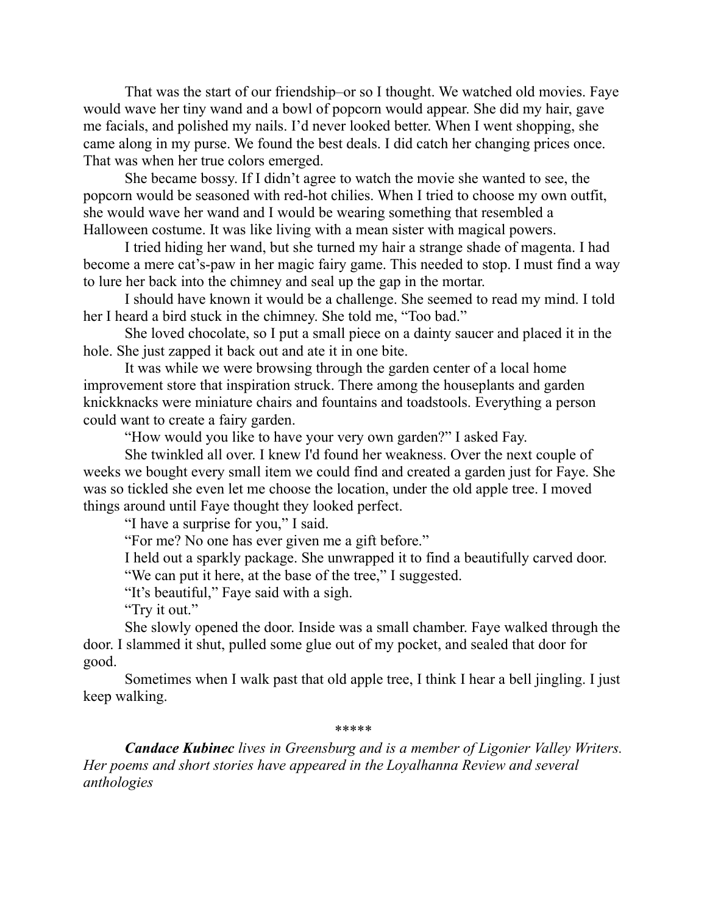That was the start of our friendship–or so I thought. We watched old movies. Faye would wave her tiny wand and a bowl of popcorn would appear. She did my hair, gave me facials, and polished my nails. I'd never looked better. When I went shopping, she came along in my purse. We found the best deals. I did catch her changing prices once. That was when her true colors emerged.

She became bossy. If I didn't agree to watch the movie she wanted to see, the popcorn would be seasoned with red-hot chilies. When I tried to choose my own outfit, she would wave her wand and I would be wearing something that resembled a Halloween costume. It was like living with a mean sister with magical powers.

I tried hiding her wand, but she turned my hair a strange shade of magenta. I had become a mere cat's-paw in her magic fairy game. This needed to stop. I must find a way to lure her back into the chimney and seal up the gap in the mortar.

I should have known it would be a challenge. She seemed to read my mind. I told her I heard a bird stuck in the chimney. She told me, "Too bad."

She loved chocolate, so I put a small piece on a dainty saucer and placed it in the hole. She just zapped it back out and ate it in one bite.

It was while we were browsing through the garden center of a local home improvement store that inspiration struck. There among the houseplants and garden knickknacks were miniature chairs and fountains and toadstools. Everything a person could want to create a fairy garden.

"How would you like to have your very own garden?" I asked Fay.

She twinkled all over. I knew I'd found her weakness. Over the next couple of weeks we bought every small item we could find and created a garden just for Faye. She was so tickled she even let me choose the location, under the old apple tree. I moved things around until Faye thought they looked perfect.

"I have a surprise for you," I said.

"For me? No one has ever given me a gift before."

I held out a sparkly package. She unwrapped it to find a beautifully carved door.

"We can put it here, at the base of the tree," I suggested.

"It's beautiful," Faye said with a sigh.

"Try it out."

She slowly opened the door. Inside was a small chamber. Faye walked through the door. I slammed it shut, pulled some glue out of my pocket, and sealed that door for good.

Sometimes when I walk past that old apple tree, I think I hear a bell jingling. I just keep walking.

*****

***Candace Kubinec*** *lives in Greensburg and is a member of Ligonier Valley Writers. Her poems and short stories have appeared in the Loyalhanna Review and several anthologies*